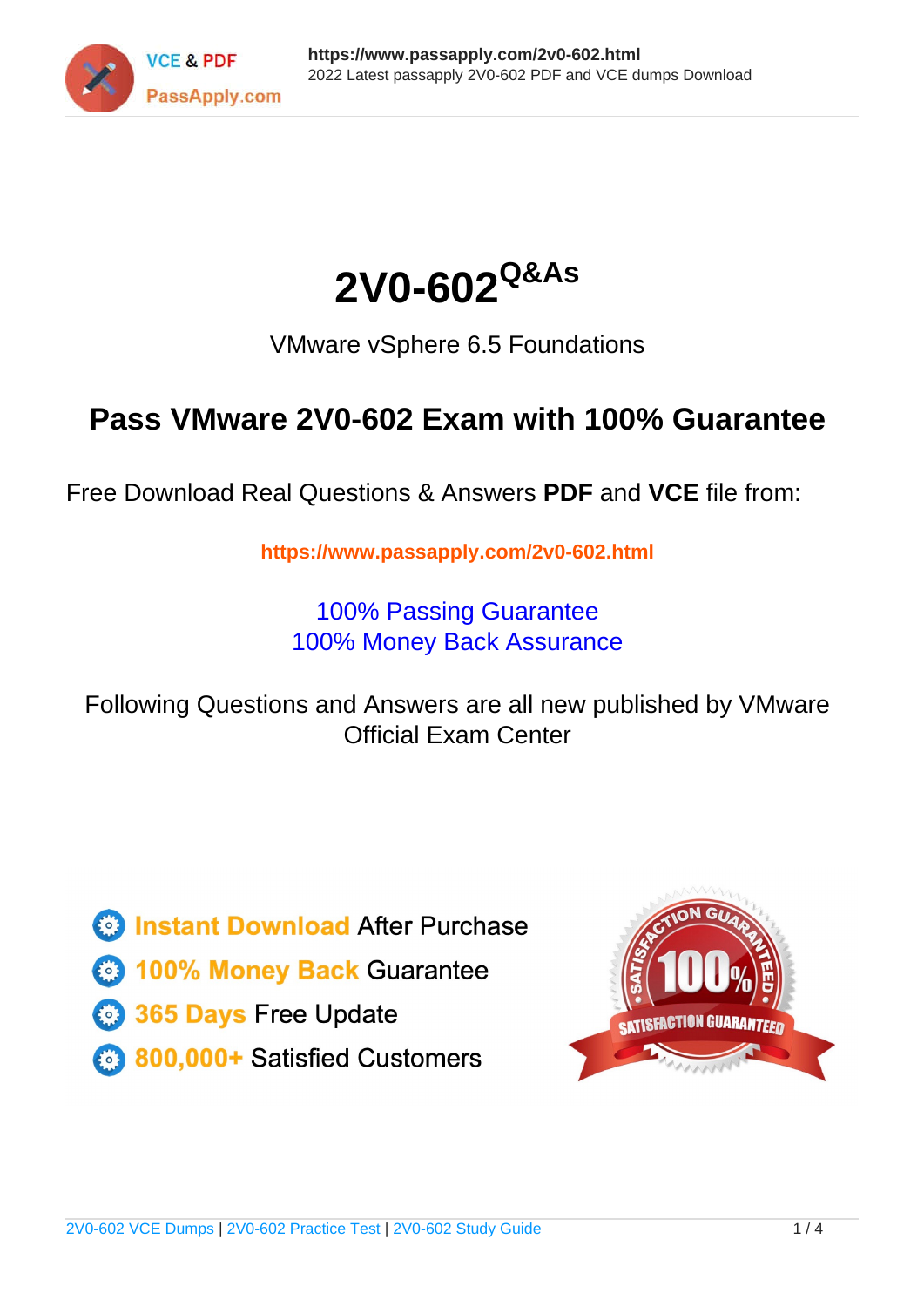# 2V0-602 Q&As

VMware vSphere 6.5 Foundations

## Pass VMware 2V0-602 Exam with 100% Guarantee

Free Download Real Questions & Answers **PDF** and **VCE** file from:

**https://www.passapply.com/2v0-602.html**

100% Passing Guarantee
100% Money Back Assurance

Following Questions and Answers are all new published by VMware Official Exam Center

- **Instant Download** After Purchase
- **100% Money Back** Guarantee
- **365 Days** Free Update
- **800,000+** Satisfied Customers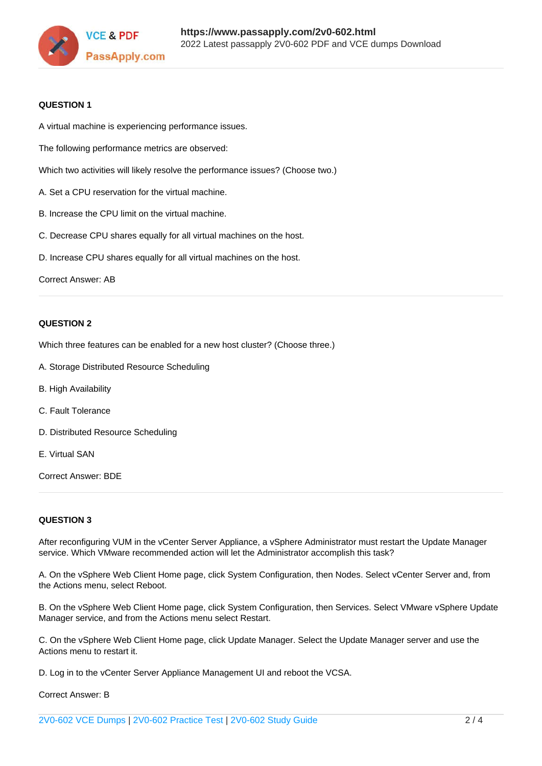**QUESTION 1**

A virtual machine is experiencing performance issues.

The following performance metrics are observed:

Which two activities will likely resolve the performance issues? (Choose two.)

A. Set a CPU reservation for the virtual machine.

B. Increase the CPU limit on the virtual machine.

C. Decrease CPU shares equally for all virtual machines on the host.

D. Increase CPU shares equally for all virtual machines on the host.

Correct Answer: AB

**QUESTION 2**

Which three features can be enabled for a new host cluster? (Choose three.)

A. Storage Distributed Resource Scheduling

B. High Availability

C. Fault Tolerance

D. Distributed Resource Scheduling

E. Virtual SAN

Correct Answer: BDE

**QUESTION 3**

After reconfiguring VUM in the vCenter Server Appliance, a vSphere Administrator must restart the Update Manager service. Which VMware recommended action will let the Administrator accomplish this task?

A. On the vSphere Web Client Home page, click System Configuration, then Nodes. Select vCenter Server and, from the Actions menu, select Reboot.

B. On the vSphere Web Client Home page, click System Configuration, then Services. Select VMware vSphere Update Manager service, and from the Actions menu select Restart.

C. On the vSphere Web Client Home page, click Update Manager. Select the Update Manager server and use the Actions menu to restart it.

D. Log in to the vCenter Server Appliance Management UI and reboot the VCSA.

Correct Answer: B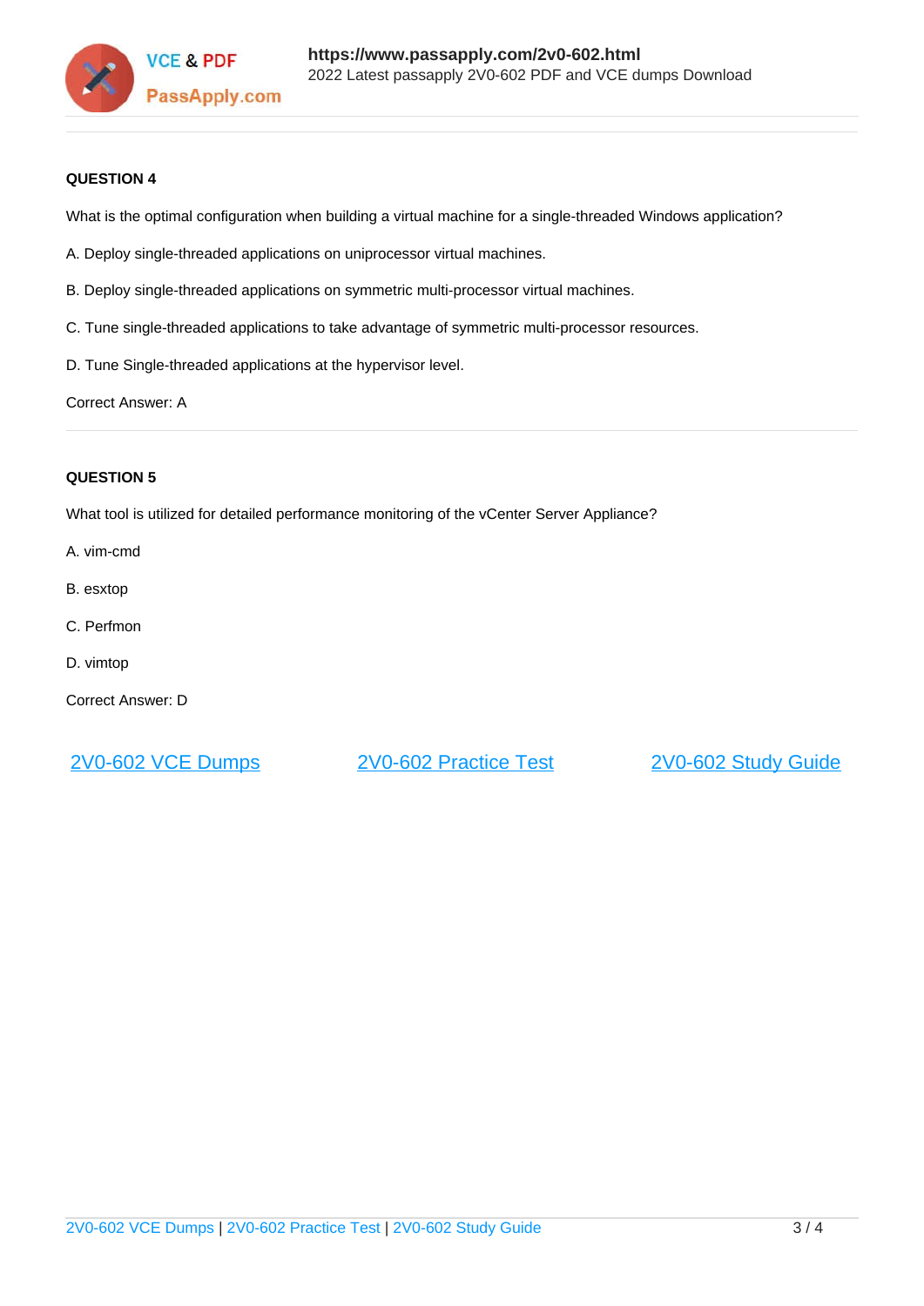**QUESTION 4**

What is the optimal configuration when building a virtual machine for a single-threaded Windows application?

A. Deploy single-threaded applications on uniprocessor virtual machines.

B. Deploy single-threaded applications on symmetric multi-processor virtual machines.

C. Tune single-threaded applications to take advantage of symmetric multi-processor resources.

D. Tune Single-threaded applications at the hypervisor level.

Correct Answer: A

---

**QUESTION 5**

What tool is utilized for detailed performance monitoring of the vCenter Server Appliance?

A. vim-cmd

B. esxtop

C. Perfmon

D. vimtop

Correct Answer: D

[2V0-602 VCE Dumps](https://www.passapply.com/2v0-602.html) [2V0-602 Practice Test](https://www.passapply.com/2v0-602.html) [2V0-602 Study Guide](https://www.passapply.com/2v0-602.html)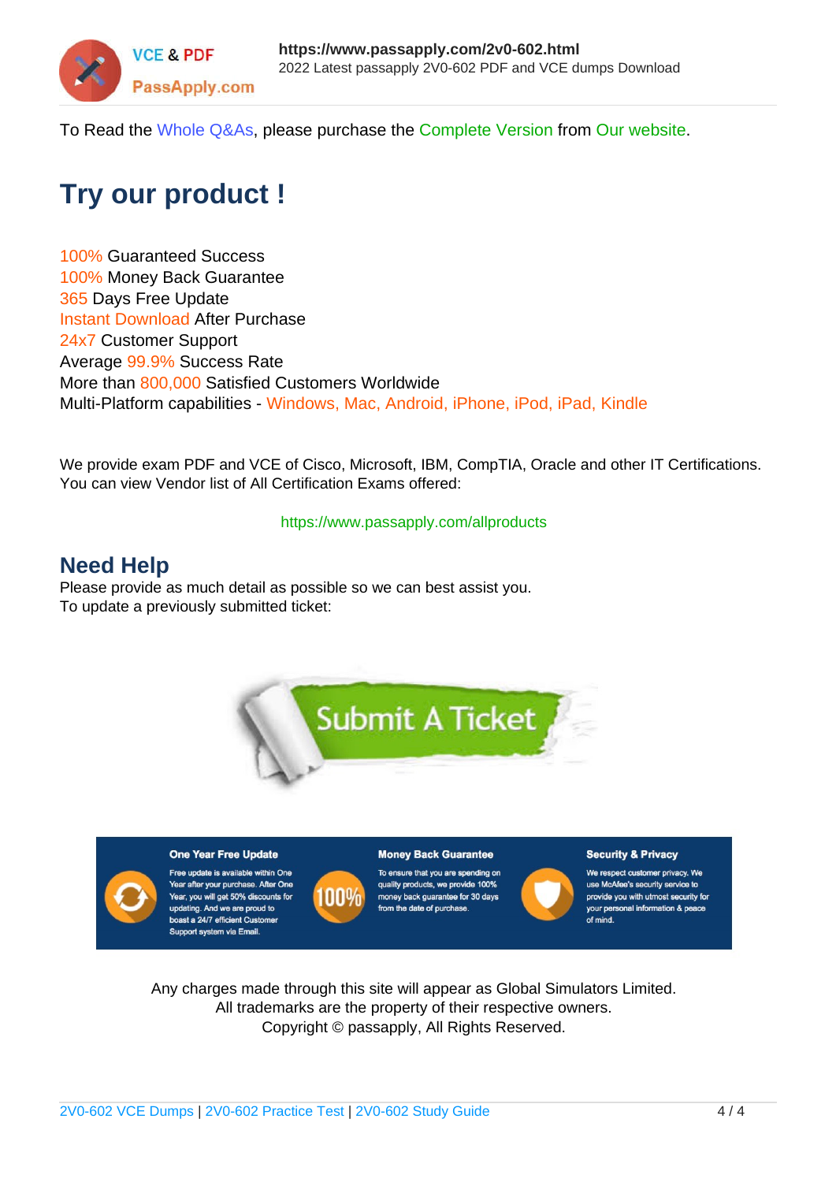To Read the Whole Q&As, please purchase the Complete Version from Our website.

# Try our product !

100% Guaranteed Success
100% Money Back Guarantee
365 Days Free Update
Instant Download After Purchase
24x7 Customer Support
Average 99.9% Success Rate
More than 800,000 Satisfied Customers Worldwide
Multi-Platform capabilities - Windows, Mac, Android, iPhone, iPod, iPad, Kindle

We provide exam PDF and VCE of Cisco, Microsoft, IBM, CompTIA, Oracle and other IT Certifications. You can view Vendor list of All Certification Exams offered:

https://www.passapply.com/allproducts

## Need Help

Please provide as much detail as possible so we can best assist you.
To update a previously submitted ticket:

Submit A Ticket

**One Year Free Update**
Free update is available within One Year after your purchase. After One Year, you will get 50% discounts for updating. And we are proud to boast a 24/7 efficient Customer Support system via Email.

**Money Back Guarantee**
To ensure that you are spending on quality products, we provide 100% money back guarantee for 30 days from the date of purchase.

**Security & Privacy**
We respect customer privacy. We use McAfee's security service to provide you with utmost security for your personal information & peace of mind.

Any charges made through this site will appear as Global Simulators Limited.
All trademarks are the property of their respective owners.
Copyright © passapply, All Rights Reserved.